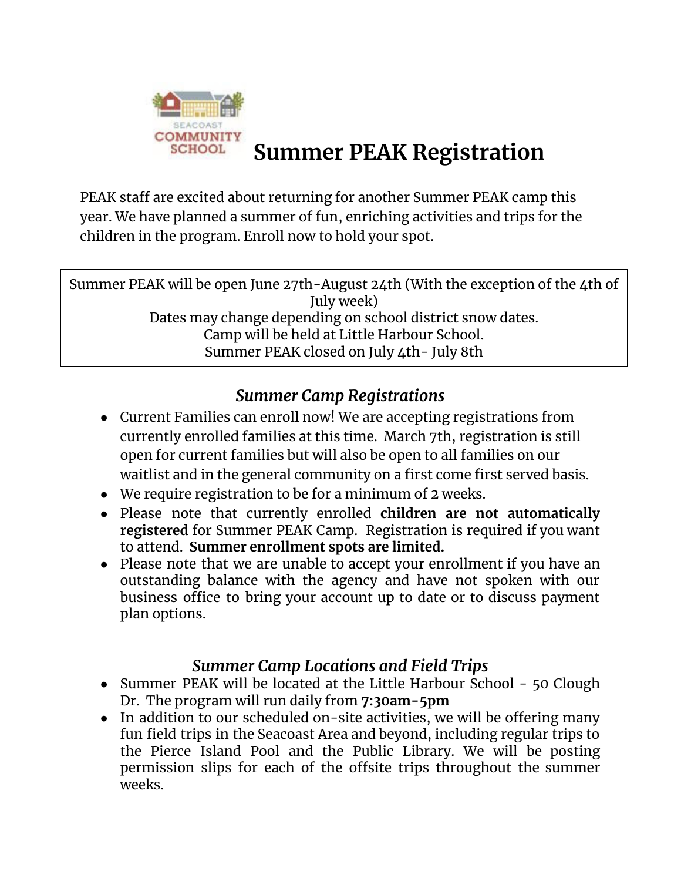SEACOAST COMMUNITY SCHOOL

# Summer PEAK Registration

PEAK staff are excited about returning for another Summer PEAK camp this year. We have planned a summer of fun, enriching activities and trips for the children in the program. Enroll now to hold your spot.

> Summer PEAK will be open June 27th-August 24th (With the exception of the 4th of July week)
> Dates may change depending on school district snow dates.
> Camp will be held at Little Harbour School.
> Summer PEAK closed on July 4th- July 8th

## *Summer Camp Registrations*

- Current Families can enroll now! We are accepting registrations from currently enrolled families at this time. March 7th, registration is still open for current families but will also be open to all families on our waitlist and in the general community on a first come first served basis.
- We require registration to be for a minimum of 2 weeks.
- Please note that currently enrolled **children are not automatically registered** for Summer PEAK Camp. Registration is required if you want to attend. **Summer enrollment spots are limited.**
- Please note that we are unable to accept your enrollment if you have an outstanding balance with the agency and have not spoken with our business office to bring your account up to date or to discuss payment plan options.

## *Summer Camp Locations and Field Trips*

- Summer PEAK will be located at the Little Harbour School - 50 Clough Dr. The program will run daily from **7:30am-5pm**
- In addition to our scheduled on-site activities, we will be offering many fun field trips in the Seacoast Area and beyond, including regular trips to the Pierce Island Pool and the Public Library. We will be posting permission slips for each of the offsite trips throughout the summer weeks.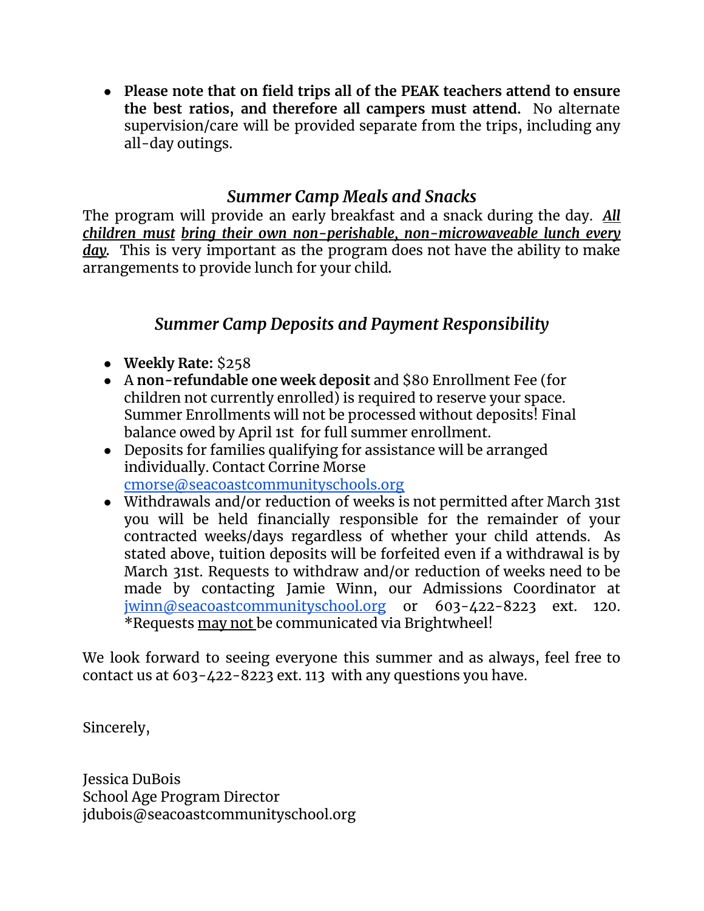- **Please note that on field trips all of the PEAK teachers attend to ensure the best ratios, and therefore all campers must attend.** No alternate supervision/care will be provided separate from the trips, including any all-day outings.

## *Summer Camp Meals and Snacks*

The program will provide an early breakfast and a snack during the day. ***All children must bring their own non-perishable, non-microwaveable lunch every day***. This is very important as the program does not have the ability to make arrangements to provide lunch for your child.

## *Summer Camp Deposits and Payment Responsibility*

- **Weekly Rate:** $258
- A **non-refundable one week deposit** and $80 Enrollment Fee (for children not currently enrolled) is required to reserve your space. Summer Enrollments will not be processed without deposits! Final balance owed by April 1st for full summer enrollment.
- Deposits for families qualifying for assistance will be arranged individually. Contact Corrine Morse cmorse@seacoastcommunityschools.org
- Withdrawals and/or reduction of weeks is not permitted after March 31st you will be held financially responsible for the remainder of your contracted weeks/days regardless of whether your child attends. As stated above, tuition deposits will be forfeited even if a withdrawal is by March 31st. Requests to withdraw and/or reduction of weeks need to be made by contacting Jamie Winn, our Admissions Coordinator at jwinn@seacoastcommunityschool.org or 603-422-8223 ext. 120. *Requests may not be communicated via Brightwheel!

We look forward to seeing everyone this summer and as always, feel free to contact us at 603-422-8223 ext. 113 with any questions you have.

Sincerely,

Jessica DuBois
School Age Program Director
jdubois@seacoastcommunityschool.org